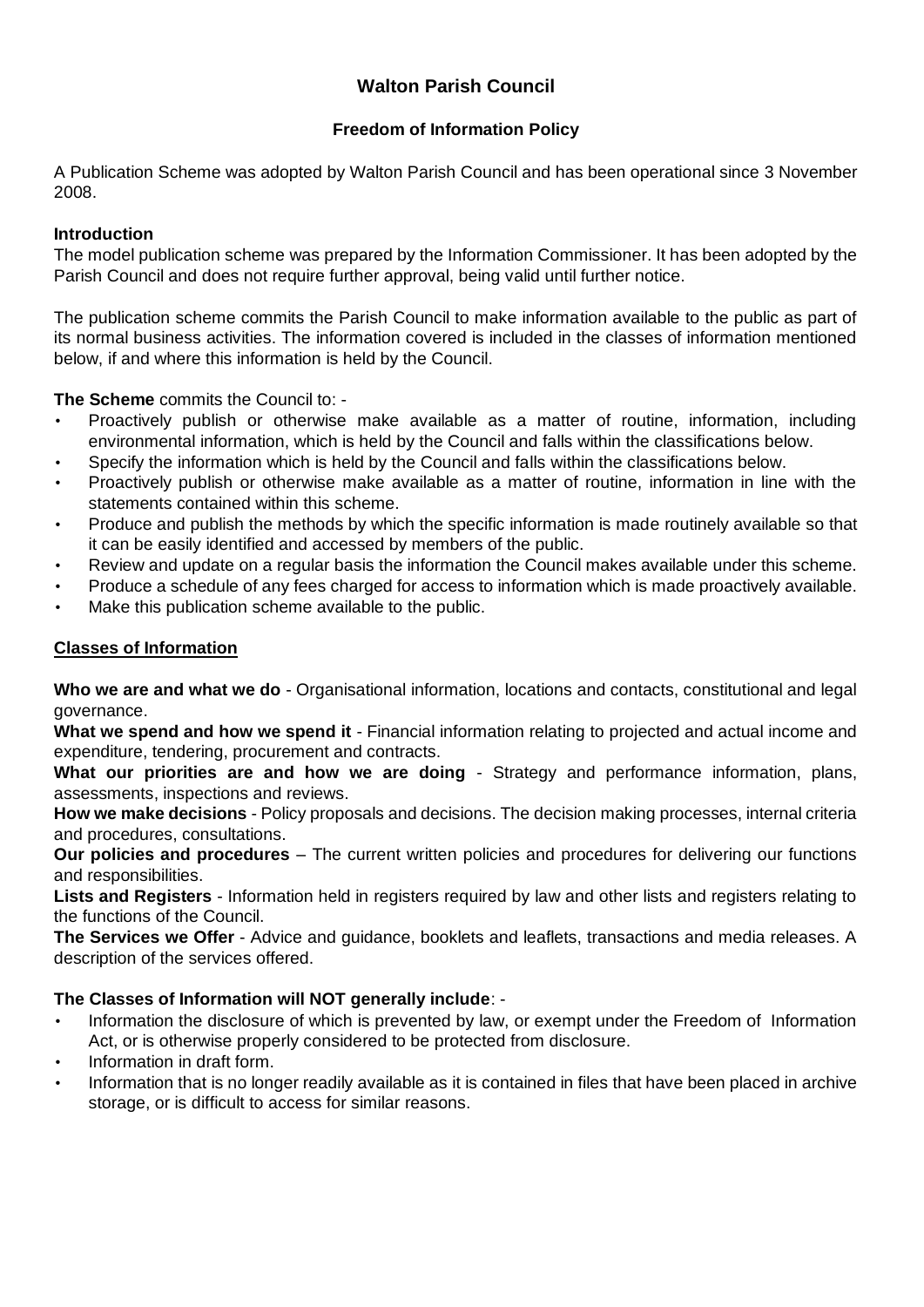# Walton Parish Council

## Freedom of Information Policy

A Publication Scheme was adopted by Walton Parish Council and has been operational since 3 November 2008.

**Introduction**

The model publication scheme was prepared by the Information Commissioner. It has been adopted by the Parish Council and does not require further approval, being valid until further notice.

The publication scheme commits the Parish Council to make information available to the public as part of its normal business activities. The information covered is included in the classes of information mentioned below, if and where this information is held by the Council.

**The Scheme** commits the Council to: -

- Proactively publish or otherwise make available as a matter of routine, information, including environmental information, which is held by the Council and falls within the classifications below.
- Specify the information which is held by the Council and falls within the classifications below.
- Proactively publish or otherwise make available as a matter of routine, information in line with the statements contained within this scheme.
- Produce and publish the methods by which the specific information is made routinely available so that it can be easily identified and accessed by members of the public.
- Review and update on a regular basis the information the Council makes available under this scheme.
- Produce a schedule of any fees charged for access to information which is made proactively available.
- Make this publication scheme available to the public.

**<u>Classes of Information</u>**

**Who we are and what we do** - Organisational information, locations and contacts, constitutional and legal governance.

**What we spend and how we spend it** - Financial information relating to projected and actual income and expenditure, tendering, procurement and contracts.

**What our priorities are and how we are doing** - Strategy and performance information, plans, assessments, inspections and reviews.

**How we make decisions** - Policy proposals and decisions. The decision making processes, internal criteria and procedures, consultations.

**Our policies and procedures** – The current written policies and procedures for delivering our functions and responsibilities.

**Lists and Registers** - Information held in registers required by law and other lists and registers relating to the functions of the Council.

**The Services we Offer** - Advice and guidance, booklets and leaflets, transactions and media releases. A description of the services offered.

**The Classes of Information will NOT generally include**: -

- Information the disclosure of which is prevented by law, or exempt under the Freedom of Information Act, or is otherwise properly considered to be protected from disclosure.
- Information in draft form.
- Information that is no longer readily available as it is contained in files that have been placed in archive storage, or is difficult to access for similar reasons.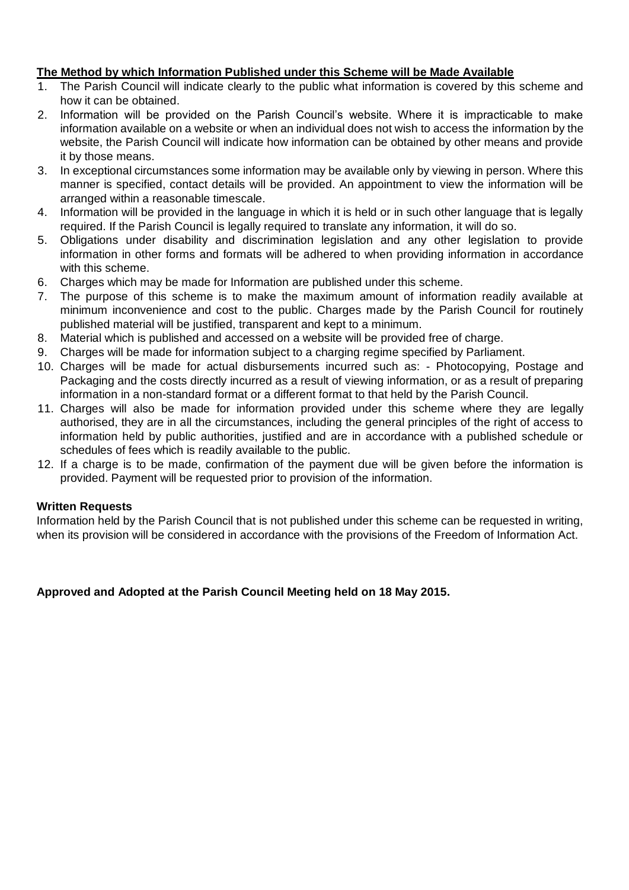**The Method by which Information Published under this Scheme will be Made Available**

1. The Parish Council will indicate clearly to the public what information is covered by this scheme and how it can be obtained.
2. Information will be provided on the Parish Council's website. Where it is impracticable to make information available on a website or when an individual does not wish to access the information by the website, the Parish Council will indicate how information can be obtained by other means and provide it by those means.
3. In exceptional circumstances some information may be available only by viewing in person. Where this manner is specified, contact details will be provided. An appointment to view the information will be arranged within a reasonable timescale.
4. Information will be provided in the language in which it is held or in such other language that is legally required. If the Parish Council is legally required to translate any information, it will do so.
5. Obligations under disability and discrimination legislation and any other legislation to provide information in other forms and formats will be adhered to when providing information in accordance with this scheme.
6. Charges which may be made for Information are published under this scheme.
7. The purpose of this scheme is to make the maximum amount of information readily available at minimum inconvenience and cost to the public. Charges made by the Parish Council for routinely published material will be justified, transparent and kept to a minimum.
8. Material which is published and accessed on a website will be provided free of charge.
9. Charges will be made for information subject to a charging regime specified by Parliament.
10. Charges will be made for actual disbursements incurred such as: - Photocopying, Postage and Packaging and the costs directly incurred as a result of viewing information, or as a result of preparing information in a non-standard format or a different format to that held by the Parish Council.
11. Charges will also be made for information provided under this scheme where they are legally authorised, they are in all the circumstances, including the general principles of the right of access to information held by public authorities, justified and are in accordance with a published schedule or schedules of fees which is readily available to the public.
12. If a charge is to be made, confirmation of the payment due will be given before the information is provided. Payment will be requested prior to provision of the information.

**Written Requests**

Information held by the Parish Council that is not published under this scheme can be requested in writing, when its provision will be considered in accordance with the provisions of the Freedom of Information Act.

**Approved and Adopted at the Parish Council Meeting held on 18 May 2015.**